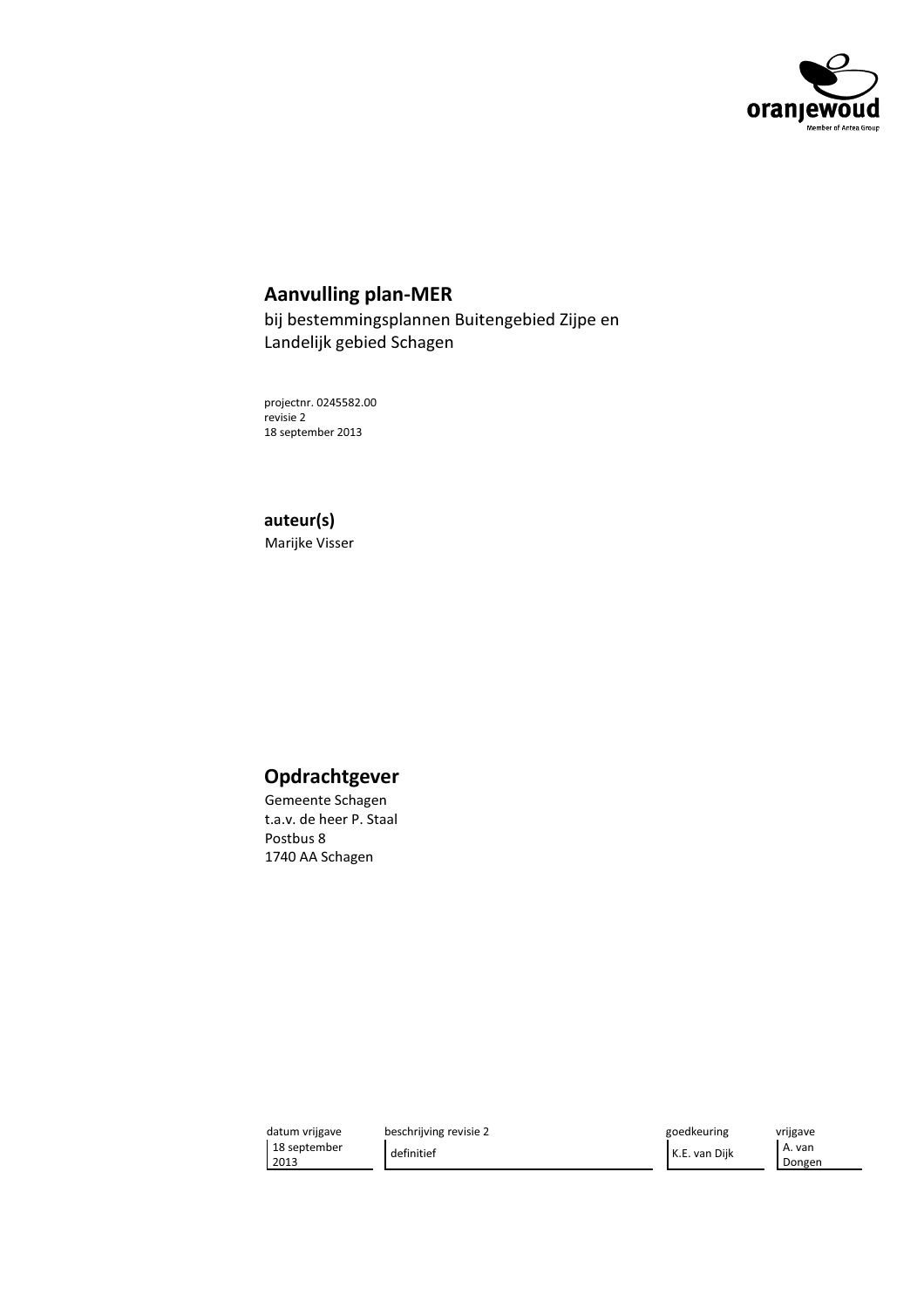oranjewoud
Member of Antea Group

# Aanvulling plan-MER

bij bestemmingsplannen Buitengebied Zijpe en Landelijk gebied Schagen

projectnr. 0245582.00
revisie 2
18 september 2013

**auteur(s)**
Marijke Visser

## Opdrachtgever

Gemeente Schagen
t.a.v. de heer P. Staal
Postbus 8
1740 AA Schagen

| datum vrijgave | beschrijving revisie 2 | goedkeuring | vrijgave |
|---|---|---|---|
| 18 september 2013 | definitief | K.E. van Dijk | A. van Dongen |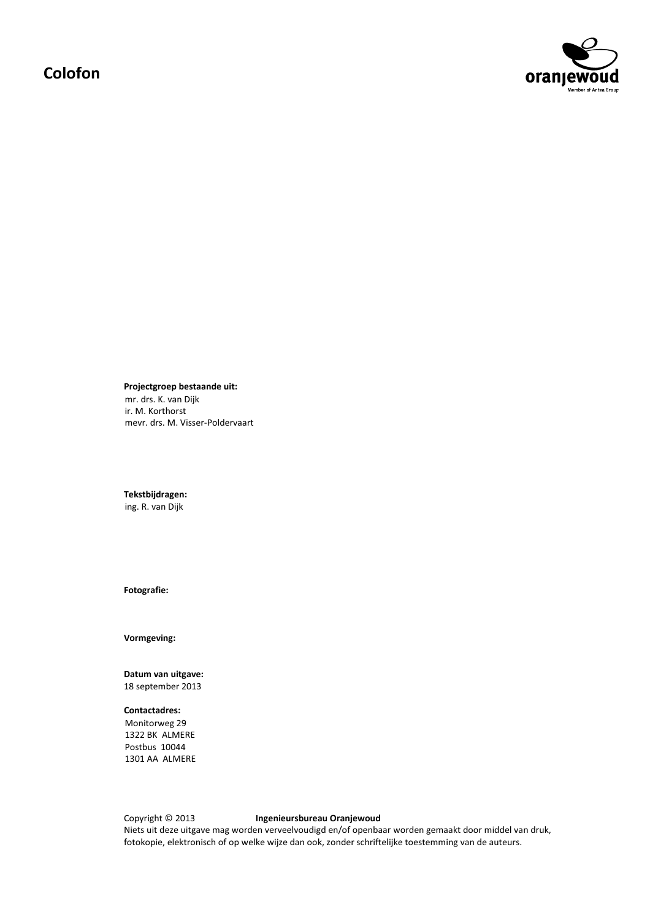# Colofon

**Projectgroep bestaande uit:**
mr. drs. K. van Dijk
ir. M. Korthorst
mevr. drs. M. Visser-Poldervaart

**Tekstbijdragen:**
ing. R. van Dijk

**Fotografie:**

**Vormgeving:**

**Datum van uitgave:**
18 september 2013

**Contactadres:**
Monitorweg 29
1322 BK ALMERE
Postbus 10044
1301 AA ALMERE

Copyright © 2013 **Ingenieursbureau Oranjewoud**
Niets uit deze uitgave mag worden verveelvoudigd en/of openbaar worden gemaakt door middel van druk, fotokopie, elektronisch of op welke wijze dan ook, zonder schriftelijke toestemming van de auteurs.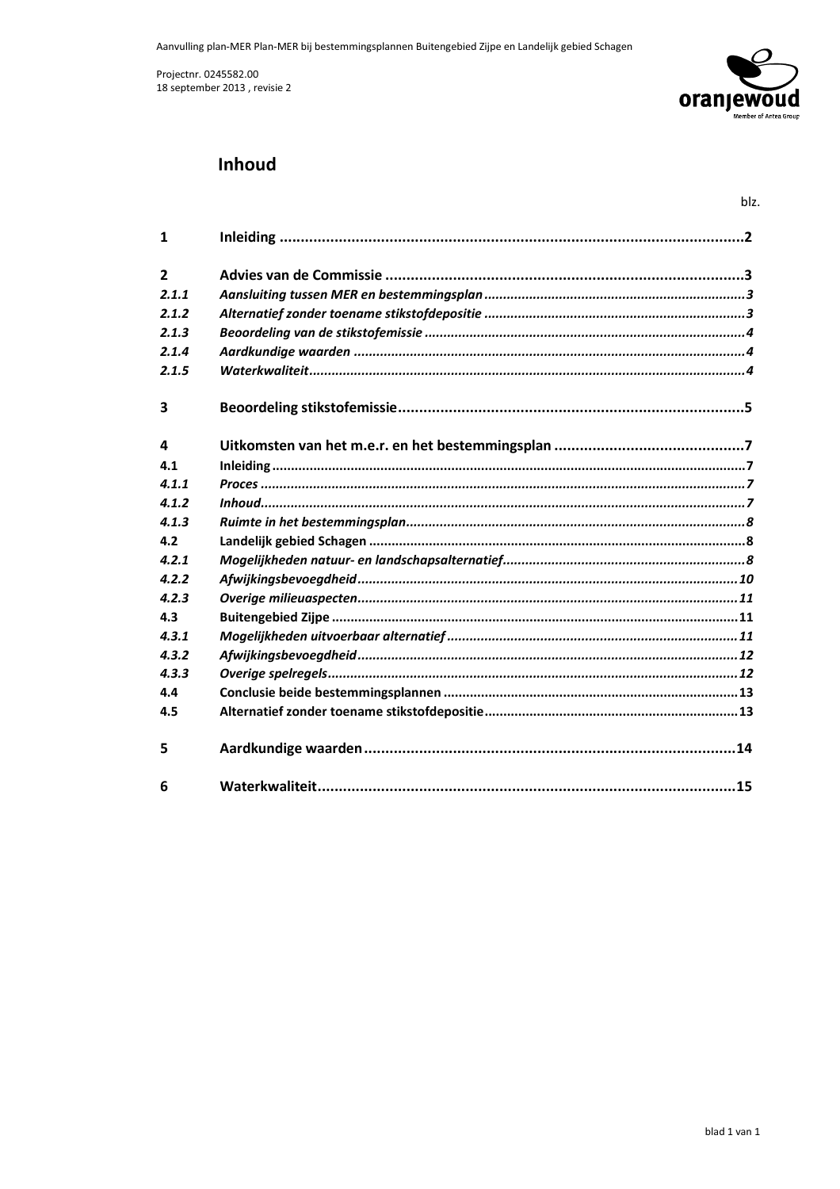# Inhoud

blz.

| | | |
|---|---|---|
| **1** | **Inleiding** | **2** |
| **2** | **Advies van de Commissie** | **3** |
| *2.1.1* | *Aansluiting tussen MER en bestemmingsplan* | *3* |
| *2.1.2* | *Alternatief zonder toename stikstofdepositie* | *3* |
| *2.1.3* | *Beoordeling van de stikstofemissie* | *4* |
| *2.1.4* | *Aardkundige waarden* | *4* |
| *2.1.5* | *Waterkwaliteit* | *4* |
| **3** | **Beoordeling stikstofemissie** | **5** |
| **4** | **Uitkomsten van het m.e.r. en het bestemmingsplan** | **7** |
| **4.1** | **Inleiding** | **7** |
| *4.1.1* | *Proces* | *7* |
| *4.1.2* | *Inhoud* | *7* |
| *4.1.3* | *Ruimte in het bestemmingsplan* | *8* |
| **4.2** | **Landelijk gebied Schagen** | **8** |
| *4.2.1* | *Mogelijkheden natuur- en landschapsalternatief* | *8* |
| *4.2.2* | *Afwijkingsbevoegdheid* | *10* |
| *4.2.3* | *Overige milieuaspecten* | *11* |
| **4.3** | **Buitengebied Zijpe** | **11** |
| *4.3.1* | *Mogelijkheden uitvoerbaar alternatief* | *11* |
| *4.3.2* | *Afwijkingsbevoegdheid* | *12* |
| *4.3.3* | *Overige spelregels* | *12* |
| **4.4** | **Conclusie beide bestemmingsplannen** | **13** |
| **4.5** | **Alternatief zonder toename stikstofdepositie** | **13** |
| **5** | **Aardkundige waarden** | **14** |
| **6** | **Waterkwaliteit** | **15** |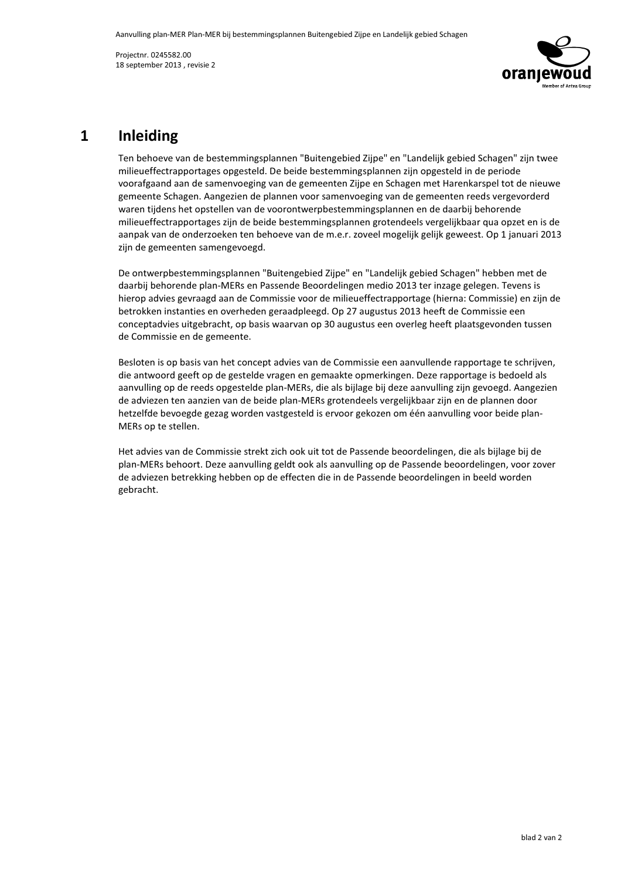# 1 Inleiding

Ten behoeve van de bestemmingsplannen "Buitengebied Zijpe" en "Landelijk gebied Schagen" zijn twee milieueffectrapportages opgesteld. De beide bestemmingsplannen zijn opgesteld in de periode voorafgaand aan de samenvoeging van de gemeenten Zijpe en Schagen met Harenkarspel tot de nieuwe gemeente Schagen. Aangezien de plannen voor samenvoeging van de gemeenten reeds vergevorderd waren tijdens het opstellen van de voorontwerpbestemmingsplannen en de daarbij behorende milieueffectrapportages zijn de beide bestemmingsplannen grotendeels vergelijkbaar qua opzet en is de aanpak van de onderzoeken ten behoeve van de m.e.r. zoveel mogelijk gelijk geweest. Op 1 januari 2013 zijn de gemeenten samengevoegd.

De ontwerpbestemmingsplannen "Buitengebied Zijpe" en "Landelijk gebied Schagen" hebben met de daarbij behorende plan-MERs en Passende Beoordelingen medio 2013 ter inzage gelegen. Tevens is hierop advies gevraagd aan de Commissie voor de milieueffectrapportage (hierna: Commissie) en zijn de betrokken instanties en overheden geraadpleegd. Op 27 augustus 2013 heeft de Commissie een conceptadvies uitgebracht, op basis waarvan op 30 augustus een overleg heeft plaatsgevonden tussen de Commissie en de gemeente.

Besloten is op basis van het concept advies van de Commissie een aanvullende rapportage te schrijven, die antwoord geeft op de gestelde vragen en gemaakte opmerkingen. Deze rapportage is bedoeld als aanvulling op de reeds opgestelde plan-MERs, die als bijlage bij deze aanvulling zijn gevoegd. Aangezien de adviezen ten aanzien van de beide plan-MERs grotendeels vergelijkbaar zijn en de plannen door hetzelfde bevoegde gezag worden vastgesteld is ervoor gekozen om één aanvulling voor beide plan-MERs op te stellen.

Het advies van de Commissie strekt zich ook uit tot de Passende beoordelingen, die als bijlage bij de plan-MERs behoort. Deze aanvulling geldt ook als aanvulling op de Passende beoordelingen, voor zover de adviezen betrekking hebben op de effecten die in de Passende beoordelingen in beeld worden gebracht.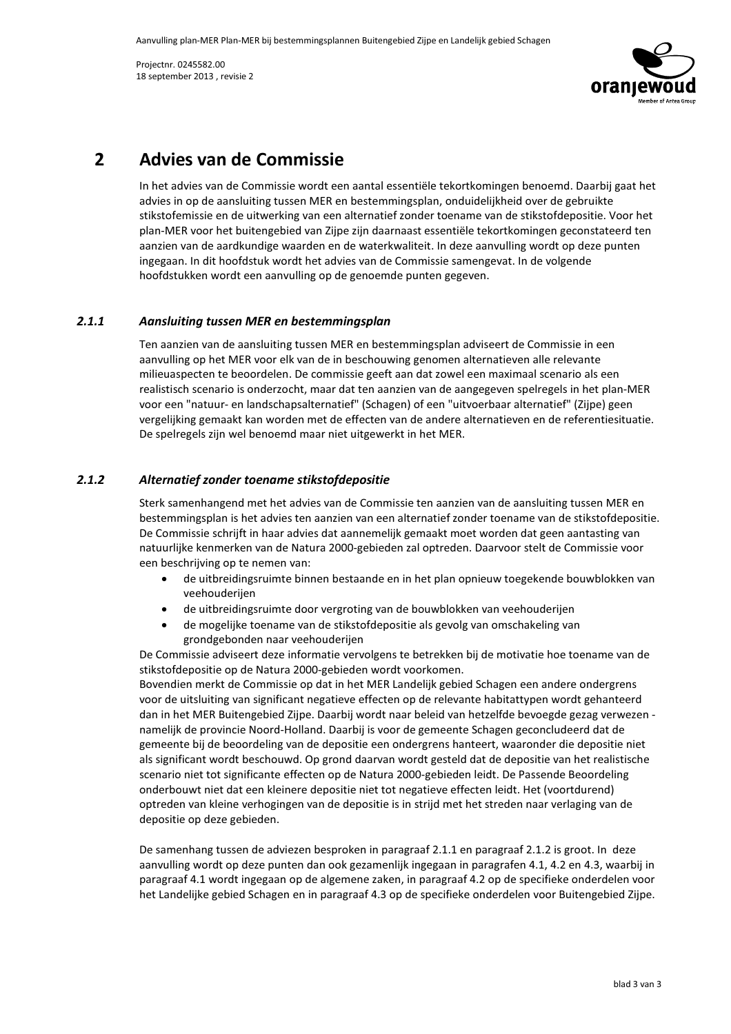# 2 Advies van de Commissie

In het advies van de Commissie wordt een aantal essentiële tekortkomingen benoemd. Daarbij gaat het advies in op de aansluiting tussen MER en bestemmingsplan, onduidelijkheid over de gebruikte stikstofemissie en de uitwerking van een alternatief zonder toename van de stikstofdepositie. Voor het plan-MER voor het buitengebied van Zijpe zijn daarnaast essentiële tekortkomingen geconstateerd ten aanzien van de aardkundige waarden en de waterkwaliteit. In deze aanvulling wordt op deze punten ingegaan. In dit hoofdstuk wordt het advies van de Commissie samengevat. In de volgende hoofdstukken wordt een aanvulling op de genoemde punten gegeven.

### 2.1.1 *Aansluiting tussen MER en bestemmingsplan*

Ten aanzien van de aansluiting tussen MER en bestemmingsplan adviseert de Commissie in een aanvulling op het MER voor elk van de in beschouwing genomen alternatieven alle relevante milieuaspecten te beoordelen. De commissie geeft aan dat zowel een maximaal scenario als een realistisch scenario is onderzocht, maar dat ten aanzien van de aangegeven spelregels in het plan-MER voor een "natuur- en landschapsalternatief" (Schagen) of een "uitvoerbaar alternatief" (Zijpe) geen vergelijking gemaakt kan worden met de effecten van de andere alternatieven en de referentiesituatie. De spelregels zijn wel benoemd maar niet uitgewerkt in het MER.

### 2.1.2 *Alternatief zonder toename stikstofdepositie*

Sterk samenhangend met het advies van de Commissie ten aanzien van de aansluiting tussen MER en bestemmingsplan is het advies ten aanzien van een alternatief zonder toename van de stikstofdepositie. De Commissie schrijft in haar advies dat aannemelijk gemaakt moet worden dat geen aantasting van natuurlijke kenmerken van de Natura 2000-gebieden zal optreden. Daarvoor stelt de Commissie voor een beschrijving op te nemen van:

- de uitbreidingsruimte binnen bestaande en in het plan opnieuw toegekende bouwblokken van veehouderijen
- de uitbreidingsruimte door vergroting van de bouwblokken van veehouderijen
- de mogelijke toename van de stikstofdepositie als gevolg van omschakeling van grondgebonden naar veehouderijen

De Commissie adviseert deze informatie vervolgens te betrekken bij de motivatie hoe toename van de stikstofdepositie op de Natura 2000-gebieden wordt voorkomen.

Bovendien merkt de Commissie op dat in het MER Landelijk gebied Schagen een andere ondergrens voor de uitsluiting van significant negatieve effecten op de relevante habitattypen wordt gehanteerd dan in het MER Buitengebied Zijpe. Daarbij wordt naar beleid van hetzelfde bevoegde gezag verwezen - namelijk de provincie Noord-Holland. Daarbij is voor de gemeente Schagen geconcludeerd dat de gemeente bij de beoordeling van de depositie een ondergrens hanteert, waaronder die depositie niet als significant wordt beschouwd. Op grond daarvan wordt gesteld dat de depositie van het realistische scenario niet tot significante effecten op de Natura 2000-gebieden leidt. De Passende Beoordeling onderbouwt niet dat een kleinere depositie niet tot negatieve effecten leidt. Het (voortdurend) optreden van kleine verhogingen van de depositie is in strijd met het streden naar verlaging van de depositie op deze gebieden.

De samenhang tussen de adviezen besproken in paragraaf 2.1.1 en paragraaf 2.1.2 is groot. In deze aanvulling wordt op deze punten dan ook gezamenlijk ingegaan in paragrafen 4.1, 4.2 en 4.3, waarbij in paragraaf 4.1 wordt ingegaan op de algemene zaken, in paragraaf 4.2 op de specifieke onderdelen voor het Landelijke gebied Schagen en in paragraaf 4.3 op de specifieke onderdelen voor Buitengebied Zijpe.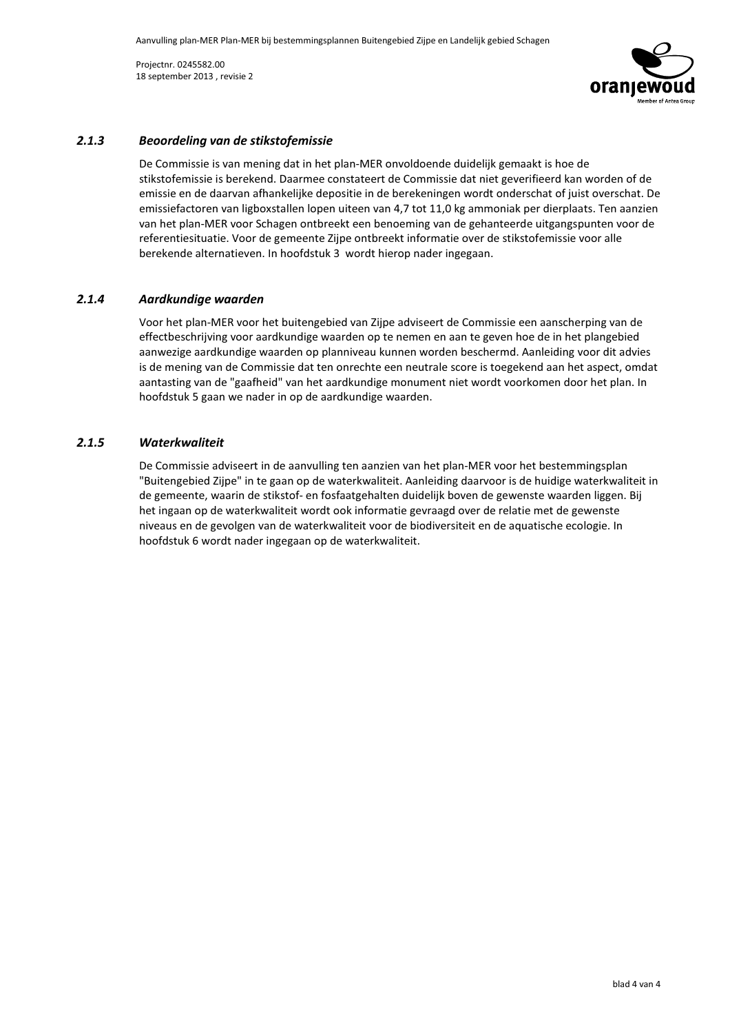### *2.1.3 Beoordeling van de stikstofemissie*

De Commissie is van mening dat in het plan-MER onvoldoende duidelijk gemaakt is hoe de stikstofemissie is berekend. Daarmee constateert de Commissie dat niet geverifieerd kan worden of de emissie en de daarvan afhankelijke depositie in de berekeningen wordt onderschat of juist overschat. De emissiefactoren van ligboxstallen lopen uiteen van 4,7 tot 11,0 kg ammoniak per dierplaats. Ten aanzien van het plan-MER voor Schagen ontbreekt een benoeming van de gehanteerde uitgangspunten voor de referentiesituatie. Voor de gemeente Zijpe ontbreekt informatie over de stikstofemissie voor alle berekende alternatieven. In hoofdstuk 3 wordt hierop nader ingegaan.

### *2.1.4 Aardkundige waarden*

Voor het plan-MER voor het buitengebied van Zijpe adviseert de Commissie een aanscherping van de effectbeschrijving voor aardkundige waarden op te nemen en aan te geven hoe de in het plangebied aanwezige aardkundige waarden op planniveau kunnen worden beschermd. Aanleiding voor dit advies is de mening van de Commissie dat ten onrechte een neutrale score is toegekend aan het aspect, omdat aantasting van de "gaafheid" van het aardkundige monument niet wordt voorkomen door het plan. In hoofdstuk 5 gaan we nader in op de aardkundige waarden.

### *2.1.5 Waterkwaliteit*

De Commissie adviseert in de aanvulling ten aanzien van het plan-MER voor het bestemmingsplan "Buitengebied Zijpe" in te gaan op de waterkwaliteit. Aanleiding daarvoor is de huidige waterkwaliteit in de gemeente, waarin de stikstof- en fosfaatgehalten duidelijk boven de gewenste waarden liggen. Bij het ingaan op de waterkwaliteit wordt ook informatie gevraagd over de relatie met de gewenste niveaus en de gevolgen van de waterkwaliteit voor de biodiversiteit en de aquatische ecologie. In hoofdstuk 6 wordt nader ingegaan op de waterkwaliteit.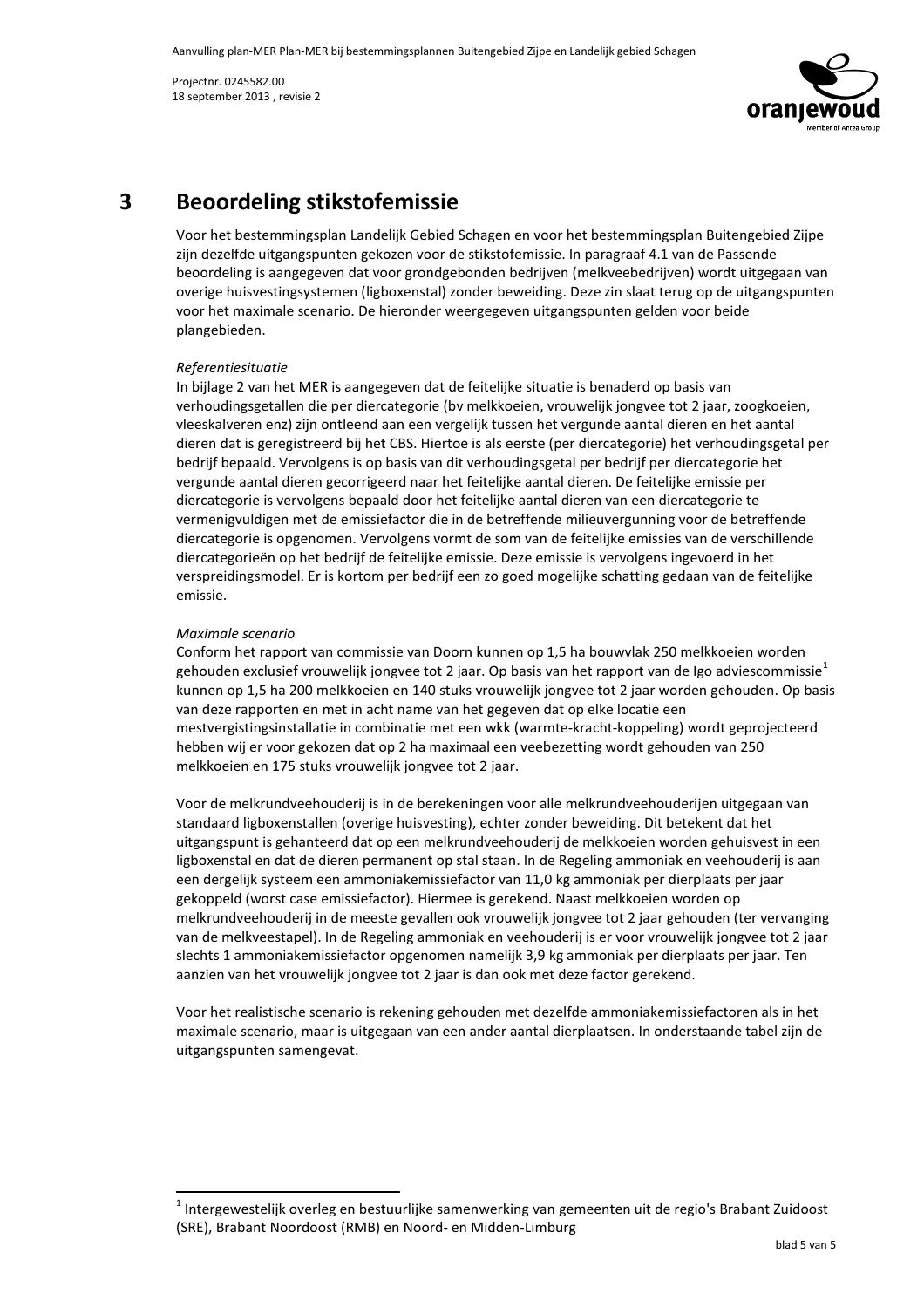# 3 Beoordeling stikstofemissie

Voor het bestemmingsplan Landelijk Gebied Schagen en voor het bestemmingsplan Buitengebied Zijpe zijn dezelfde uitgangspunten gekozen voor de stikstofemissie. In paragraaf 4.1 van de Passende beoordeling is aangegeven dat voor grondgebonden bedrijven (melkveebedrijven) wordt uitgegaan van overige huisvestingsystemen (ligboxenstal) zonder beweiding. Deze zin slaat terug op de uitgangspunten voor het maximale scenario. De hieronder weergegeven uitgangspunten gelden voor beide plangebieden.

*Referentiesituatie*

In bijlage 2 van het MER is aangegeven dat de feitelijke situatie is benaderd op basis van verhoudingsgetallen die per diercategorie (bv melkkoeien, vrouwelijk jongvee tot 2 jaar, zoogkoeien, vleeskalveren enz) zijn ontleend aan een vergelijk tussen het vergunde aantal dieren en het aantal dieren dat is geregistreerd bij het CBS. Hiertoe is als eerste (per diercategorie) het verhoudingsgetal per bedrijf bepaald. Vervolgens is op basis van dit verhoudingsgetal per bedrijf per diercategorie het vergunde aantal dieren gecorrigeerd naar het feitelijke aantal dieren. De feitelijke emissie per diercategorie is vervolgens bepaald door het feitelijke aantal dieren van een diercategorie te vermenigvuldigen met de emissiefactor die in de betreffende milieuvergunning voor de betreffende diercategorie is opgenomen. Vervolgens vormt de som van de feitelijke emissies van de verschillende diercategorieën op het bedrijf de feitelijke emissie. Deze emissie is vervolgens ingevoerd in het verspreidingsmodel. Er is kortom per bedrijf een zo goed mogelijke schatting gedaan van de feitelijke emissie.

*Maximale scenario*

Conform het rapport van commissie van Doorn kunnen op 1,5 ha bouwvlak 250 melkkoeien worden gehouden exclusief vrouwelijk jongvee tot 2 jaar. Op basis van het rapport van de Igo adviescommissie[1] kunnen op 1,5 ha 200 melkkoeien en 140 stuks vrouwelijk jongvee tot 2 jaar worden gehouden. Op basis van deze rapporten en met in acht name van het gegeven dat op elke locatie een mestvergistingsinstallatie in combinatie met een wkk (warmte-kracht-koppeling) wordt geprojecteerd hebben wij er voor gekozen dat op 2 ha maximaal een veebezetting wordt gehouden van 250 melkkoeien en 175 stuks vrouwelijk jongvee tot 2 jaar.

Voor de melkrundveehouderij is in de berekeningen voor alle melkrundveehouderijen uitgegaan van standaard ligboxenstallen (overige huisvesting), echter zonder beweiding. Dit betekent dat het uitgangspunt is gehanteerd dat op een melkrundveehouderij de melkkoeien worden gehuisvest in een ligboxenstal en dat de dieren permanent op stal staan. In de Regeling ammoniak en veehouderij is aan een dergelijk systeem een ammoniakemissiefactor van 11,0 kg ammoniak per dierplaats per jaar gekoppeld (worst case emissiefactor). Hiermee is gerekend. Naast melkkoeien worden op melkrundveehouderij in de meeste gevallen ook vrouwelijk jongvee tot 2 jaar gehouden (ter vervanging van de melkveestapel). In de Regeling ammoniak en veehouderij is er voor vrouwelijk jongvee tot 2 jaar slechts 1 ammoniakemissiefactor opgenomen namelijk 3,9 kg ammoniak per dierplaats per jaar. Ten aanzien van het vrouwelijk jongvee tot 2 jaar is dan ook met deze factor gerekend.

Voor het realistische scenario is rekening gehouden met dezelfde ammoniakemissiefactoren als in het maximale scenario, maar is uitgegaan van een ander aantal dierplaatsen. In onderstaande tabel zijn de uitgangspunten samengevat.

---

[1] Intergewestelijk overleg en bestuurlijke samenwerking van gemeenten uit de regio's Brabant Zuidoost (SRE), Brabant Noordoost (RMB) en Noord- en Midden-Limburg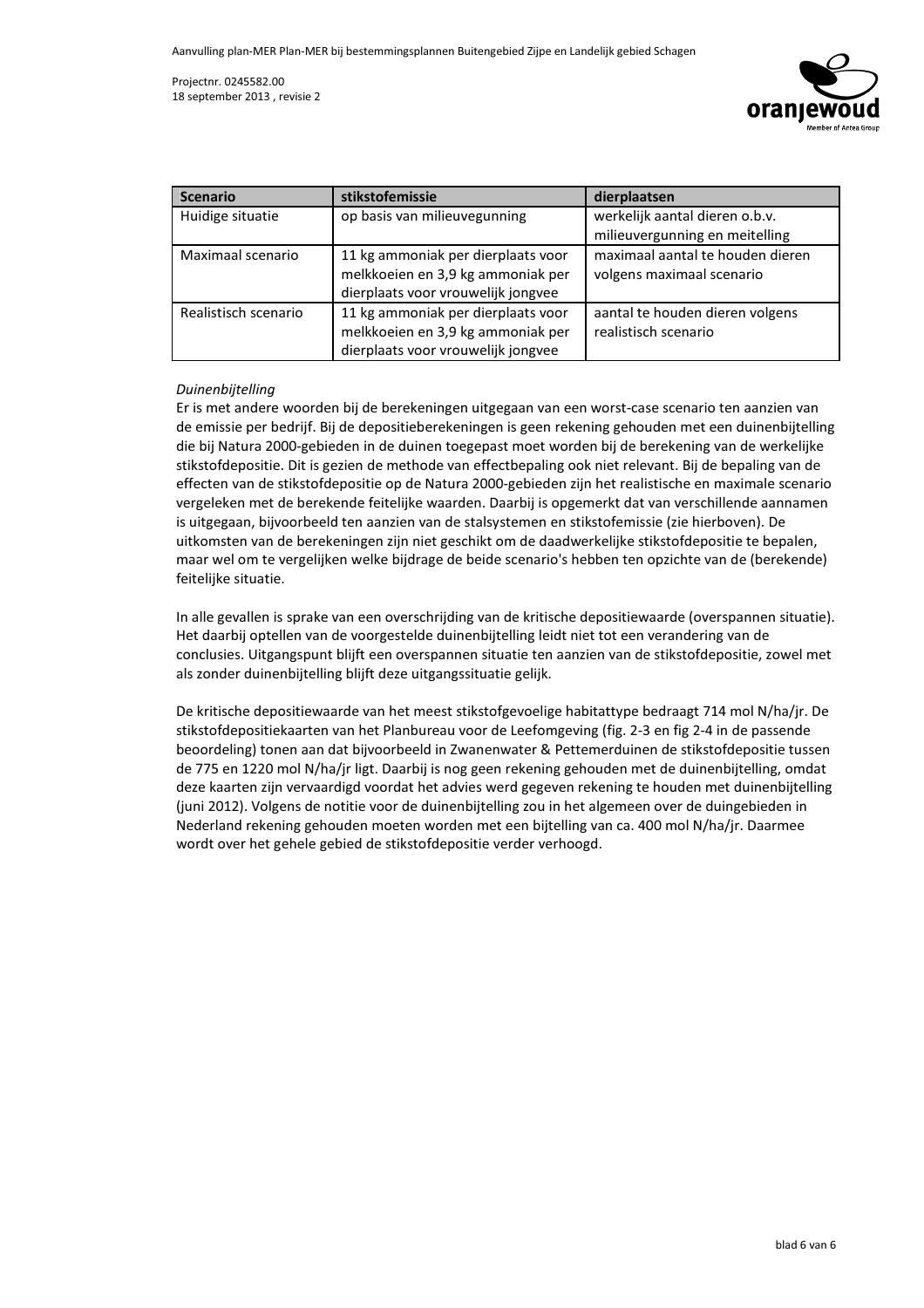| Scenario | stikstofemissie | dierplaatsen |
|---|---|---|
| Huidige situatie | op basis van milieuvegunning | werkelijk aantal dieren o.b.v. milieuvergunning en meitelling |
| Maximaal scenario | 11 kg ammoniak per dierplaats voor melkkoeien en 3,9 kg ammoniak per dierplaats voor vrouwelijk jongvee | maximaal aantal te houden dieren volgens maximaal scenario |
| Realistisch scenario | 11 kg ammoniak per dierplaats voor melkkoeien en 3,9 kg ammoniak per dierplaats voor vrouwelijk jongvee | aantal te houden dieren volgens realistisch scenario |

*Duinenbijtelling*

Er is met andere woorden bij de berekeningen uitgegaan van een worst-case scenario ten aanzien van de emissie per bedrijf. Bij de depositieberekeningen is geen rekening gehouden met een duinenbijtelling die bij Natura 2000-gebieden in de duinen toegepast moet worden bij de berekening van de werkelijke stikstofdepositie. Dit is gezien de methode van effectbepaling ook niet relevant. Bij de bepaling van de effecten van de stikstofdepositie op de Natura 2000-gebieden zijn het realistische en maximale scenario vergeleken met de berekende feitelijke waarden. Daarbij is opgemerkt dat van verschillende aannamen is uitgegaan, bijvoorbeeld ten aanzien van de stalsystemen en stikstofemissie (zie hierboven). De uitkomsten van de berekeningen zijn niet geschikt om de daadwerkelijke stikstofdepositie te bepalen, maar wel om te vergelijken welke bijdrage de beide scenario's hebben ten opzichte van de (berekende) feitelijke situatie.

In alle gevallen is sprake van een overschrijding van de kritische depositiewaarde (overspannen situatie). Het daarbij optellen van de voorgestelde duinenbijtelling leidt niet tot een verandering van de conclusies. Uitgangspunt blijft een overspannen situatie ten aanzien van de stikstofdepositie, zowel met als zonder duinenbijtelling blijft deze uitgangssituatie gelijk.

De kritische depositiewaarde van het meest stikstofgevoelige habitattype bedraagt 714 mol N/ha/jr. De stikstofdepositiekaarten van het Planbureau voor de Leefomgeving (fig. 2-3 en fig 2-4 in de passende beoordeling) tonen aan dat bijvoorbeeld in Zwanenwater & Pettemerduinen de stikstofdepositie tussen de 775 en 1220 mol N/ha/jr ligt. Daarbij is nog geen rekening gehouden met de duinenbijtelling, omdat deze kaarten zijn vervaardigd voordat het advies werd gegeven rekening te houden met duinenbijtelling (juni 2012). Volgens de notitie voor de duinenbijtelling zou in het algemeen over de duingebieden in Nederland rekening gehouden moeten worden met een bijtelling van ca. 400 mol N/ha/jr. Daarmee wordt over het gehele gebied de stikstofdepositie verder verhoogd.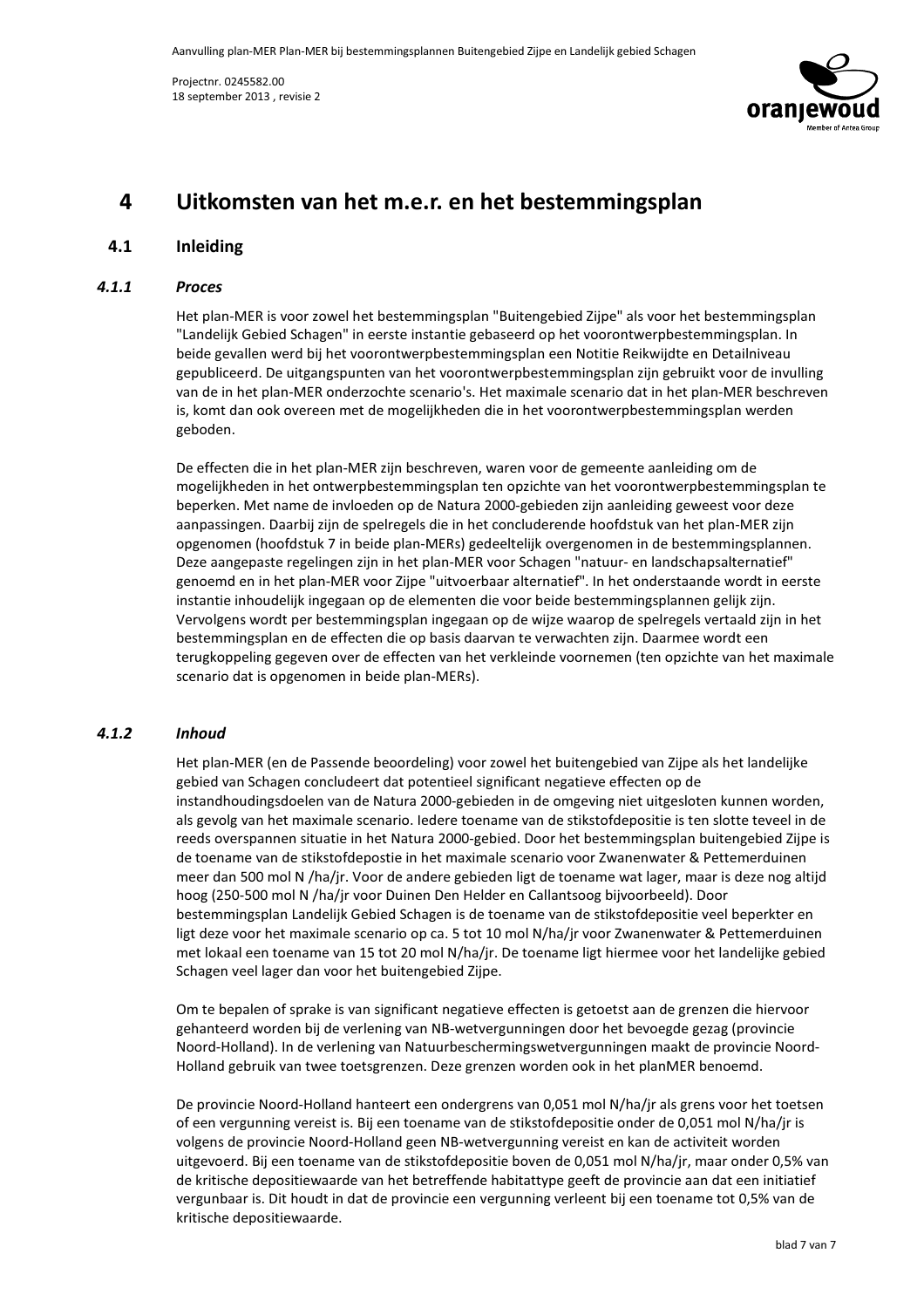# 4 Uitkomsten van het m.e.r. en het bestemmingsplan

## 4.1 Inleiding

### *4.1.1 Proces*

Het plan-MER is voor zowel het bestemmingsplan "Buitengebied Zijpe" als voor het bestemmingsplan "Landelijk Gebied Schagen" in eerste instantie gebaseerd op het voorontwerpbestemmingsplan. In beide gevallen werd bij het voorontwerpbestemmingsplan een Notitie Reikwijdte en Detailniveau gepubliceerd. De uitgangspunten van het voorontwerpbestemmingsplan zijn gebruikt voor de invulling van de in het plan-MER onderzochte scenario's. Het maximale scenario dat in het plan-MER beschreven is, komt dan ook overeen met de mogelijkheden die in het voorontwerpbestemmingsplan werden geboden.

De effecten die in het plan-MER zijn beschreven, waren voor de gemeente aanleiding om de mogelijkheden in het ontwerpbestemmingsplan ten opzichte van het voorontwerpbestemmingsplan te beperken. Met name de invloeden op de Natura 2000-gebieden zijn aanleiding geweest voor deze aanpassingen. Daarbij zijn de spelregels die in het concluderende hoofdstuk van het plan-MER zijn opgenomen (hoofdstuk 7 in beide plan-MERs) gedeeltelijk overgenomen in de bestemmingsplannen. Deze aangepaste regelingen zijn in het plan-MER voor Schagen "natuur- en landschapsalternatief" genoemd en in het plan-MER voor Zijpe "uitvoerbaar alternatief". In het onderstaande wordt in eerste instantie inhoudelijk ingegaan op de elementen die voor beide bestemmingsplannen gelijk zijn. Vervolgens wordt per bestemmingsplan ingegaan op de wijze waarop de spelregels vertaald zijn in het bestemmingsplan en de effecten die op basis daarvan te verwachten zijn. Daarmee wordt een terugkoppeling gegeven over de effecten van het verkleinde voornemen (ten opzichte van het maximale scenario dat is opgenomen in beide plan-MERs).

### *4.1.2 Inhoud*

Het plan-MER (en de Passende beoordeling) voor zowel het buitengebied van Zijpe als het landelijke gebied van Schagen concludeert dat potentieel significant negatieve effecten op de instandhoudingsdoelen van de Natura 2000-gebieden in de omgeving niet uitgesloten kunnen worden, als gevolg van het maximale scenario. Iedere toename van de stikstofdepositie is ten slotte teveel in de reeds overspannen situatie in het Natura 2000-gebied. Door het bestemmingsplan buitengebied Zijpe is de toename van de stikstofdepostie in het maximale scenario voor Zwanenwater & Pettemerduinen meer dan 500 mol N /ha/jr. Voor de andere gebieden ligt de toename wat lager, maar is deze nog altijd hoog (250-500 mol N /ha/jr voor Duinen Den Helder en Callantsoog bijvoorbeeld). Door bestemmingsplan Landelijk Gebied Schagen is de toename van de stikstofdepositie veel beperkter en ligt deze voor het maximale scenario op ca. 5 tot 10 mol N/ha/jr voor Zwanenwater & Pettemerduinen met lokaal een toename van 15 tot 20 mol N/ha/jr. De toename ligt hiermee voor het landelijke gebied Schagen veel lager dan voor het buitengebied Zijpe.

Om te bepalen of sprake is van significant negatieve effecten is getoetst aan de grenzen die hiervoor gehanteerd worden bij de verlening van NB-wetvergunningen door het bevoegde gezag (provincie Noord-Holland). In de verlening van Natuurbeschermingswetvergunningen maakt de provincie Noord-Holland gebruik van twee toetsgrenzen. Deze grenzen worden ook in het planMER benoemd.

De provincie Noord-Holland hanteert een ondergrens van 0,051 mol N/ha/jr als grens voor het toetsen of een vergunning vereist is. Bij een toename van de stikstofdepositie onder de 0,051 mol N/ha/jr is volgens de provincie Noord-Holland geen NB-wetvergunning vereist en kan de activiteit worden uitgevoerd. Bij een toename van de stikstofdepositie boven de 0,051 mol N/ha/jr, maar onder 0,5% van de kritische depositiewaarde van het betreffende habitattype geeft de provincie aan dat een initiatief vergunbaar is. Dit houdt in dat de provincie een vergunning verleent bij een toename tot 0,5% van de kritische depositiewaarde.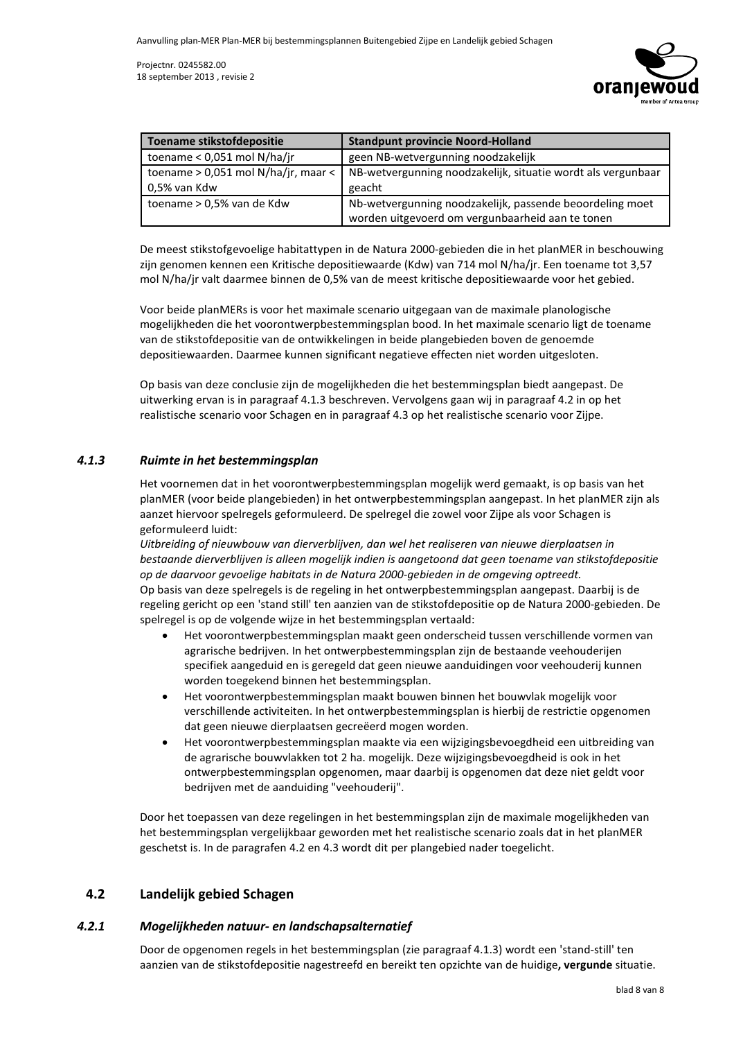| Toename stikstofdepositie | Standpunt provincie Noord-Holland |
|---|---|
| toename < 0,051 mol N/ha/jr | geen NB-wetvergunning noodzakelijk |
| toename > 0,051 mol N/ha/jr, maar < 0,5% van Kdw | NB-wetvergunning noodzakelijk, situatie wordt als vergunbaar geacht |
| toename > 0,5% van de Kdw | Nb-wetvergunning noodzakelijk, passende beoordeling moet worden uitgevoerd om vergunbaarheid aan te tonen |

De meest stikstofgevoelige habitattypen in de Natura 2000-gebieden die in het planMER in beschouwing zijn genomen kennen een Kritische depositiewaarde (Kdw) van 714 mol N/ha/jr. Een toename tot 3,57 mol N/ha/jr valt daarmee binnen de 0,5% van de meest kritische depositiewaarde voor het gebied.

Voor beide planMERs is voor het maximale scenario uitgegaan van de maximale planologische mogelijkheden die het voorontwerpbestemmingsplan bood. In het maximale scenario ligt de toename van de stikstofdepositie van de ontwikkelingen in beide plangebieden boven de genoemde depositiewaarden. Daarmee kunnen significant negatieve effecten niet worden uitgesloten.

Op basis van deze conclusie zijn de mogelijkheden die het bestemmingsplan biedt aangepast. De uitwerking ervan is in paragraaf 4.1.3 beschreven. Vervolgens gaan wij in paragraaf 4.2 in op het realistische scenario voor Schagen en in paragraaf 4.3 op het realistische scenario voor Zijpe.

### *4.1.3 Ruimte in het bestemmingsplan*

Het voornemen dat in het voorontwerpbestemmingsplan mogelijk werd gemaakt, is op basis van het planMER (voor beide plangebieden) in het ontwerpbestemmingsplan aangepast. In het planMER zijn als aanzet hiervoor spelregels geformuleerd. De spelregel die zowel voor Zijpe als voor Schagen is geformuleerd luidt:

*Uitbreiding of nieuwbouw van dierverblijven, dan wel het realiseren van nieuwe dierplaatsen in bestaande dierverblijven is alleen mogelijk indien is aangetoond dat geen toename van stikstofdepositie op de daarvoor gevoelige habitats in de Natura 2000-gebieden in de omgeving optreedt.*

Op basis van deze spelregels is de regeling in het ontwerpbestemmingsplan aangepast. Daarbij is de regeling gericht op een 'stand still' ten aanzien van de stikstofdepositie op de Natura 2000-gebieden. De spelregel is op de volgende wijze in het bestemmingsplan vertaald:

- Het voorontwerpbestemmingsplan maakt geen onderscheid tussen verschillende vormen van agrarische bedrijven. In het ontwerpbestemmingsplan zijn de bestaande veehouderijen specifiek aangeduid en is geregeld dat geen nieuwe aanduidingen voor veehouderij kunnen worden toegekend binnen het bestemmingsplan.
- Het voorontwerpbestemmingsplan maakt bouwen binnen het bouwvlak mogelijk voor verschillende activiteiten. In het ontwerpbestemmingsplan is hierbij de restrictie opgenomen dat geen nieuwe dierplaatsen gecreëerd mogen worden.
- Het voorontwerpbestemmingsplan maakte via een wijzigingsbevoegdheid een uitbreiding van de agrarische bouwvlakken tot 2 ha. mogelijk. Deze wijzigingsbevoegdheid is ook in het ontwerpbestemmingsplan opgenomen, maar daarbij is opgenomen dat deze niet geldt voor bedrijven met de aanduiding "veehouderij".

Door het toepassen van deze regelingen in het bestemmingsplan zijn de maximale mogelijkheden van het bestemmingsplan vergelijkbaar geworden met het realistische scenario zoals dat in het planMER geschetst is. In de paragrafen 4.2 en 4.3 wordt dit per plangebied nader toegelicht.

## 4.2 Landelijk gebied Schagen

### *4.2.1 Mogelijkheden natuur- en landschapsalternatief*

Door de opgenomen regels in het bestemmingsplan (zie paragraaf 4.1.3) wordt een 'stand-still' ten aanzien van de stikstofdepositie nagestreefd en bereikt ten opzichte van de huidige**, vergunde** situatie.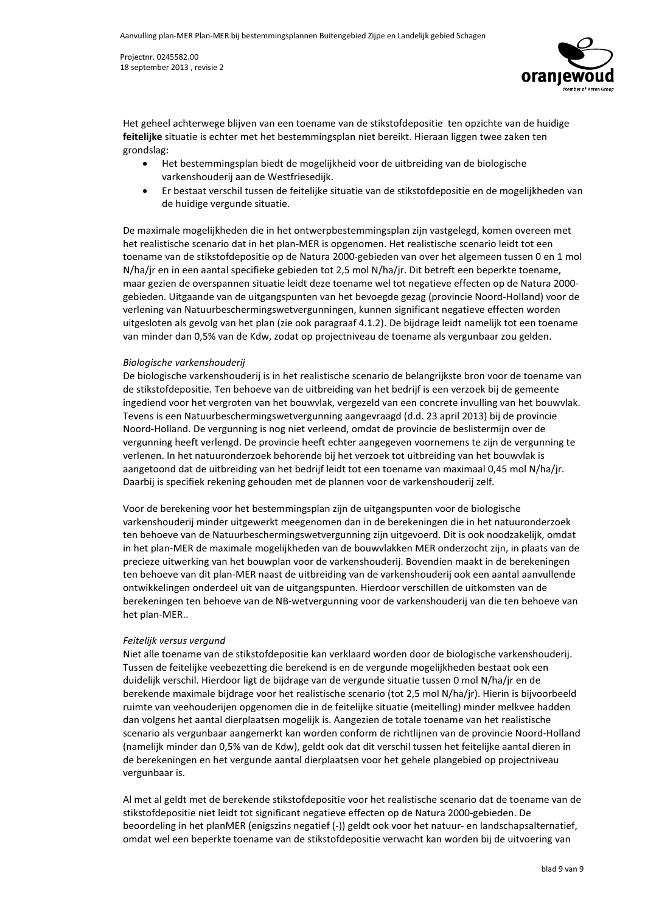Het geheel achterwege blijven van een toename van de stikstofdepositie ten opzichte van de huidige **feitelijke** situatie is echter met het bestemmingsplan niet bereikt. Hieraan liggen twee zaken ten grondslag:

- Het bestemmingsplan biedt de mogelijkheid voor de uitbreiding van de biologische varkenshouderij aan de Westfriesedijk.
- Er bestaat verschil tussen de feitelijke situatie van de stikstofdepositie en de mogelijkheden van de huidige vergunde situatie.

De maximale mogelijkheden die in het ontwerpbestemmingsplan zijn vastgelegd, komen overeen met het realistische scenario dat in het plan-MER is opgenomen. Het realistische scenario leidt tot een toename van de stikstofdepositie op de Natura 2000-gebieden van over het algemeen tussen 0 en 1 mol N/ha/jr en in een aantal specifieke gebieden tot 2,5 mol N/ha/jr. Dit betreft een beperkte toename, maar gezien de overspannen situatie leidt deze toename wel tot negatieve effecten op de Natura 2000-gebieden. Uitgaande van de uitgangspunten van het bevoegde gezag (provincie Noord-Holland) voor de verlening van Natuurbeschermingswetvergunningen, kunnen significant negatieve effecten worden uitgesloten als gevolg van het plan (zie ook paragraaf 4.1.2). De bijdrage leidt namelijk tot een toename van minder dan 0,5% van de Kdw, zodat op projectniveau de toename als vergunbaar zou gelden.

*Biologische varkenshouderij*

De biologische varkenshouderij is in het realistische scenario de belangrijkste bron voor de toename van de stikstofdepositie. Ten behoeve van de uitbreiding van het bedrijf is een verzoek bij de gemeente ingediend voor het vergroten van het bouwvlak, vergezeld van een concrete invulling van het bouwvlak. Tevens is een Natuurbeschermingswetvergunning aangevraagd (d.d. 23 april 2013) bij de provincie Noord-Holland. De vergunning is nog niet verleend, omdat de provincie de beslistermijn over de vergunning heeft verlengd. De provincie heeft echter aangegeven voornemens te zijn de vergunning te verlenen. In het natuuronderzoek behorende bij het verzoek tot uitbreiding van het bouwvlak is aangetoond dat de uitbreiding van het bedrijf leidt tot een toename van maximaal 0,45 mol N/ha/jr. Daarbij is specifiek rekening gehouden met de plannen voor de varkenshouderij zelf.

Voor de berekening voor het bestemmingsplan zijn de uitgangspunten voor de biologische varkenshouderij minder uitgewerkt meegenomen dan in de berekeningen die in het natuuronderzoek ten behoeve van de Natuurbeschermingswetvergunning zijn uitgevoerd. Dit is ook noodzakelijk, omdat in het plan-MER de maximale mogelijkheden van de bouwvlakken MER onderzocht zijn, in plaats van de precieze uitwerking van het bouwplan voor de varkenshouderij. Bovendien maakt in de berekeningen ten behoeve van dit plan-MER naast de uitbreiding van de varkenshouderij ook een aantal aanvullende ontwikkelingen onderdeel uit van de uitgangspunten. Hierdoor verschillen de uitkomsten van de berekeningen ten behoeve van de NB-wetvergunning voor de varkenshouderij van die ten behoeve van het plan-MER..

*Feitelijk versus vergund*

Niet alle toename van de stikstofdepositie kan verklaard worden door de biologische varkenshouderij. Tussen de feitelijke veebezetting die berekend is en de vergunde mogelijkheden bestaat ook een duidelijk verschil. Hierdoor ligt de bijdrage van de vergunde situatie tussen 0 mol N/ha/jr en de berekende maximale bijdrage voor het realistische scenario (tot 2,5 mol N/ha/jr). Hierin is bijvoorbeeld ruimte van veehouderijen opgenomen die in de feitelijke situatie (meitelling) minder melkvee hadden dan volgens het aantal dierplaatsen mogelijk is. Aangezien de totale toename van het realistische scenario als vergunbaar aangemerkt kan worden conform de richtlijnen van de provincie Noord-Holland (namelijk minder dan 0,5% van de Kdw), geldt ook dat dit verschil tussen het feitelijke aantal dieren in de berekeningen en het vergunde aantal dierplaatsen voor het gehele plangebied op projectniveau vergunbaar is.

Al met al geldt met de berekende stikstofdepositie voor het realistische scenario dat de toename van de stikstofdepositie niet leidt tot significant negatieve effecten op de Natura 2000-gebieden. De beoordeling in het planMER (enigszins negatief (-)) geldt ook voor het natuur- en landschapsalternatief, omdat wel een beperkte toename van de stikstofdepositie verwacht kan worden bij de uitvoering van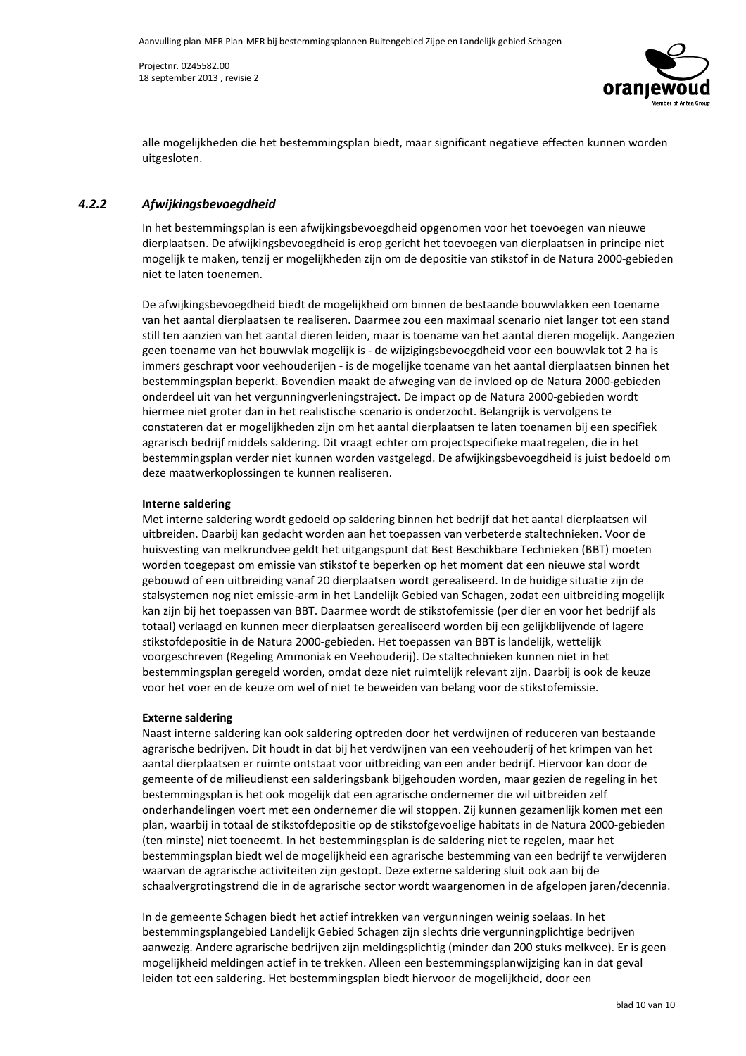alle mogelijkheden die het bestemmingsplan biedt, maar significant negatieve effecten kunnen worden uitgesloten.

### *4.2.2 Afwijkingsbevoegdheid*

In het bestemmingsplan is een afwijkingsbevoegdheid opgenomen voor het toevoegen van nieuwe dierplaatsen. De afwijkingsbevoegdheid is erop gericht het toevoegen van dierplaatsen in principe niet mogelijk te maken, tenzij er mogelijkheden zijn om de depositie van stikstof in de Natura 2000-gebieden niet te laten toenemen.

De afwijkingsbevoegdheid biedt de mogelijkheid om binnen de bestaande bouwvlakken een toename van het aantal dierplaatsen te realiseren. Daarmee zou een maximaal scenario niet langer tot een stand still ten aanzien van het aantal dieren leiden, maar is toename van het aantal dieren mogelijk. Aangezien geen toename van het bouwvlak mogelijk is - de wijzigingsbevoegdheid voor een bouwvlak tot 2 ha is immers geschrapt voor veehouderijen - is de mogelijke toename van het aantal dierplaatsen binnen het bestemmingsplan beperkt. Bovendien maakt de afweging van de invloed op de Natura 2000-gebieden onderdeel uit van het vergunningverleningstraject. De impact op de Natura 2000-gebieden wordt hiermee niet groter dan in het realistische scenario is onderzocht. Belangrijk is vervolgens te constateren dat er mogelijkheden zijn om het aantal dierplaatsen te laten toenamen bij een specifiek agrarisch bedrijf middels saldering. Dit vraagt echter om projectspecifieke maatregelen, die in het bestemmingsplan verder niet kunnen worden vastgelegd. De afwijkingsbevoegdheid is juist bedoeld om deze maatwerkoplossingen te kunnen realiseren.

**Interne saldering**
Met interne saldering wordt gedoeld op saldering binnen het bedrijf dat het aantal dierplaatsen wil uitbreiden. Daarbij kan gedacht worden aan het toepassen van verbeterde staltechnieken. Voor de huisvesting van melkrundvee geldt het uitgangspunt dat Best Beschikbare Technieken (BBT) moeten worden toegepast om emissie van stikstof te beperken op het moment dat een nieuwe stal wordt gebouwd of een uitbreiding vanaf 20 dierplaatsen wordt gerealiseerd. In de huidige situatie zijn de stalsystemen nog niet emissie-arm in het Landelijk Gebied van Schagen, zodat een uitbreiding mogelijk kan zijn bij het toepassen van BBT. Daarmee wordt de stikstofemissie (per dier en voor het bedrijf als totaal) verlaagd en kunnen meer dierplaatsen gerealiseerd worden bij een gelijkblijvende of lagere stikstofdepositie in de Natura 2000-gebieden. Het toepassen van BBT is landelijk, wettelijk voorgeschreven (Regeling Ammoniak en Veehouderij). De staltechnieken kunnen niet in het bestemmingsplan geregeld worden, omdat deze niet ruimtelijk relevant zijn. Daarbij is ook de keuze voor het voer en de keuze om wel of niet te beweiden van belang voor de stikstofemissie.

**Externe saldering**
Naast interne saldering kan ook saldering optreden door het verdwijnen of reduceren van bestaande agrarische bedrijven. Dit houdt in dat bij het verdwijnen van een veehouderij of het krimpen van het aantal dierplaatsen er ruimte ontstaat voor uitbreiding van een ander bedrijf. Hiervoor kan door de gemeente of de milieudienst een salderingsbank bijgehouden worden, maar gezien de regeling in het bestemmingsplan is het ook mogelijk dat een agrarische ondernemer die wil uitbreiden zelf onderhandelingen voert met een ondernemer die wil stoppen. Zij kunnen gezamenlijk komen met een plan, waarbij in totaal de stikstofdepositie op de stikstofgevoelige habitats in de Natura 2000-gebieden (ten minste) niet toeneemt. In het bestemmingsplan is de saldering niet te regelen, maar het bestemmingsplan biedt wel de mogelijkheid een agrarische bestemming van een bedrijf te verwijderen waarvan de agrarische activiteiten zijn gestopt. Deze externe saldering sluit ook aan bij de schaalvergrotingstrend die in de agrarische sector wordt waargenomen in de afgelopen jaren/decennia.

In de gemeente Schagen biedt het actief intrekken van vergunningen weinig soelaas. In het bestemmingsplangebied Landelijk Gebied Schagen zijn slechts drie vergunningplichtige bedrijven aanwezig. Andere agrarische bedrijven zijn meldingsplichtig (minder dan 200 stuks melkvee). Er is geen mogelijkheid meldingen actief in te trekken. Alleen een bestemmingsplanwijziging kan in dat geval leiden tot een saldering. Het bestemmingsplan biedt hiervoor de mogelijkheid, door een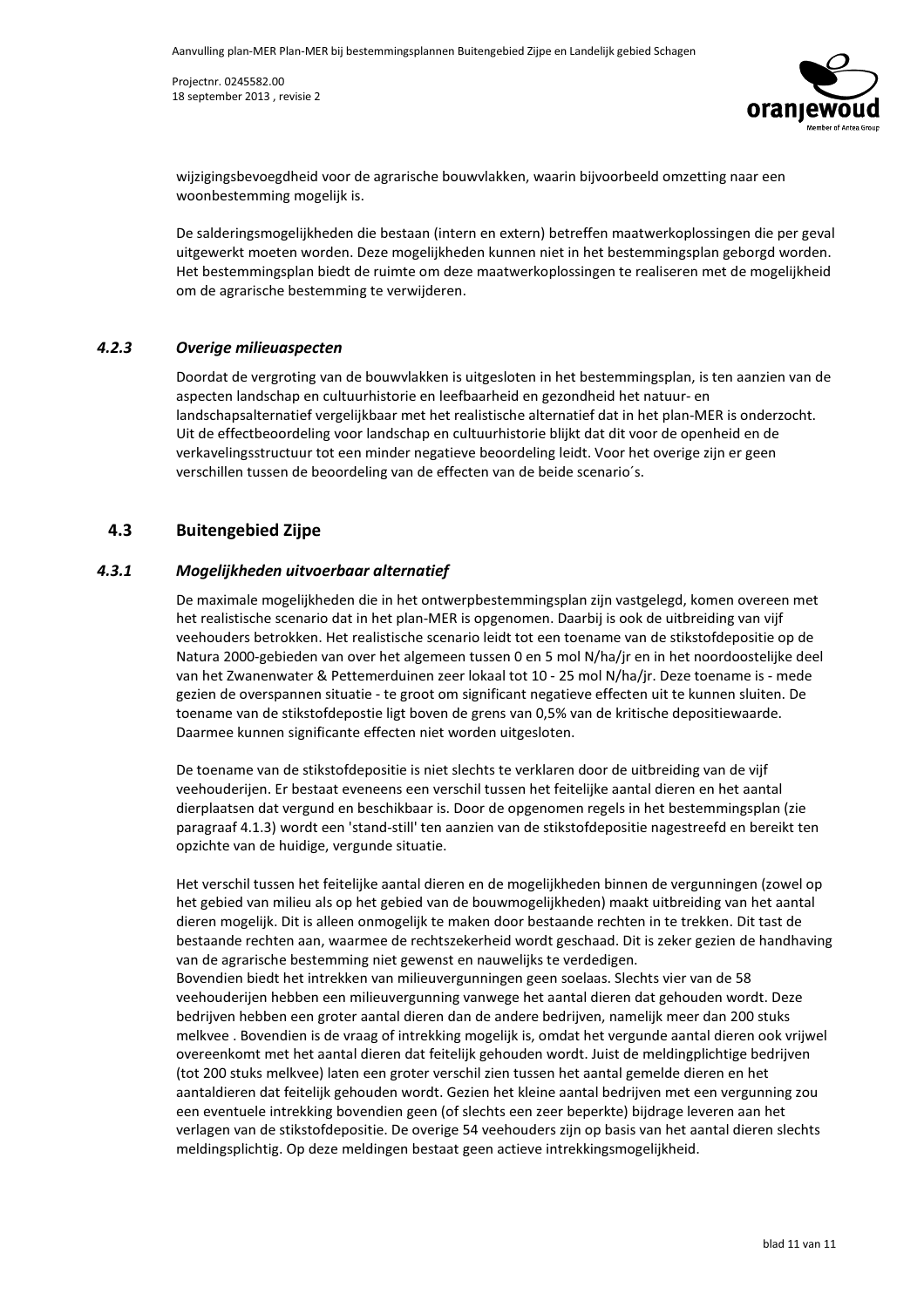wijzigingsbevoegdheid voor de agrarische bouwvlakken, waarin bijvoorbeeld omzetting naar een woonbestemming mogelijk is.

De salderingsmogelijkheden die bestaan (intern en extern) betreffen maatwerkoplossingen die per geval uitgewerkt moeten worden. Deze mogelijkheden kunnen niet in het bestemmingsplan geborgd worden. Het bestemmingsplan biedt de ruimte om deze maatwerkoplossingen te realiseren met de mogelijkheid om de agrarische bestemming te verwijderen.

### *4.2.3 Overige milieuaspecten*

Doordat de vergroting van de bouwvlakken is uitgesloten in het bestemmingsplan, is ten aanzien van de aspecten landschap en cultuurhistorie en leefbaarheid en gezondheid het natuur- en landschapsalternatief vergelijkbaar met het realistische alternatief dat in het plan-MER is onderzocht. Uit de effectbeoordeling voor landschap en cultuurhistorie blijkt dat dit voor de openheid en de verkavelingsstructuur tot een minder negatieve beoordeling leidt. Voor het overige zijn er geen verschillen tussen de beoordeling van de effecten van de beide scenario´s.

## 4.3 Buitengebied Zijpe

### *4.3.1 Mogelijkheden uitvoerbaar alternatief*

De maximale mogelijkheden die in het ontwerpbestemmingsplan zijn vastgelegd, komen overeen met het realistische scenario dat in het plan-MER is opgenomen. Daarbij is ook de uitbreiding van vijf veehouders betrokken. Het realistische scenario leidt tot een toename van de stikstofdepositie op de Natura 2000-gebieden van over het algemeen tussen 0 en 5 mol N/ha/jr en in het noordoostelijke deel van het Zwanenwater & Pettemerduinen zeer lokaal tot 10 - 25 mol N/ha/jr. Deze toename is - mede gezien de overspannen situatie - te groot om significant negatieve effecten uit te kunnen sluiten. De toename van de stikstofdepostie ligt boven de grens van 0,5% van de kritische depositiewaarde. Daarmee kunnen significante effecten niet worden uitgesloten.

De toename van de stikstofdepositie is niet slechts te verklaren door de uitbreiding van de vijf veehouderijen. Er bestaat eveneens een verschil tussen het feitelijke aantal dieren en het aantal dierplaatsen dat vergund en beschikbaar is. Door de opgenomen regels in het bestemmingsplan (zie paragraaf 4.1.3) wordt een 'stand-still' ten aanzien van de stikstofdepositie nagestreefd en bereikt ten opzichte van de huidige, vergunde situatie.

Het verschil tussen het feitelijke aantal dieren en de mogelijkheden binnen de vergunningen (zowel op het gebied van milieu als op het gebied van de bouwmogelijkheden) maakt uitbreiding van het aantal dieren mogelijk. Dit is alleen onmogelijk te maken door bestaande rechten in te trekken. Dit tast de bestaande rechten aan, waarmee de rechtszekerheid wordt geschaad. Dit is zeker gezien de handhaving van de agrarische bestemming niet gewenst en nauwelijks te verdedigen.
Bovendien biedt het intrekken van milieuvergunningen geen soelaas. Slechts vier van de 58 veehouderijen hebben een milieuvergunning vanwege het aantal dieren dat gehouden wordt. Deze bedrijven hebben een groter aantal dieren dan de andere bedrijven, namelijk meer dan 200 stuks melkvee . Bovendien is de vraag of intrekking mogelijk is, omdat het vergunde aantal dieren ook vrijwel overeenkomt met het aantal dieren dat feitelijk gehouden wordt. Juist de meldingplichtige bedrijven (tot 200 stuks melkvee) laten een groter verschil zien tussen het aantal gemelde dieren en het aantaldieren dat feitelijk gehouden wordt. Gezien het kleine aantal bedrijven met een vergunning zou een eventuele intrekking bovendien geen (of slechts een zeer beperkte) bijdrage leveren aan het verlagen van de stikstofdepositie. De overige 54 veehouders zijn op basis van het aantal dieren slechts meldingsplichtig. Op deze meldingen bestaat geen actieve intrekkingsmogelijkheid.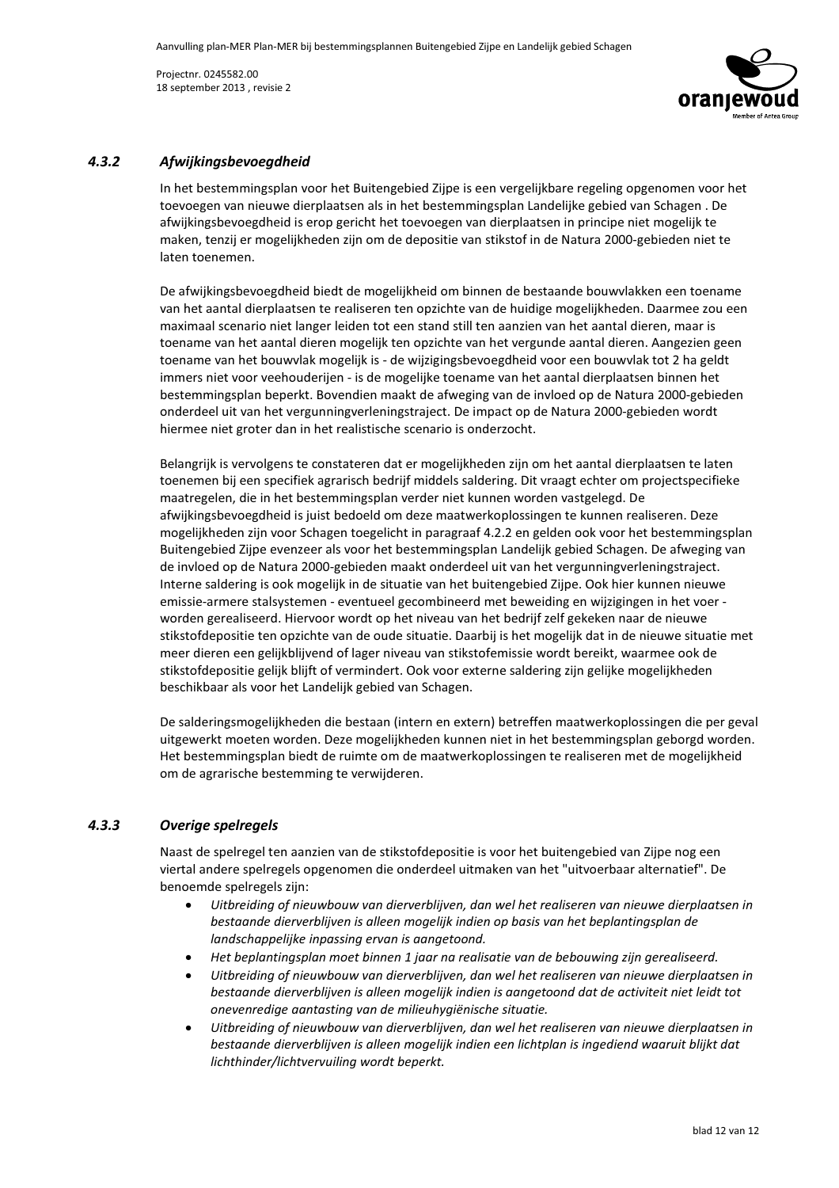### *4.3.2 Afwijkingsbevoegdheid*

In het bestemmingsplan voor het Buitengebied Zijpe is een vergelijkbare regeling opgenomen voor het toevoegen van nieuwe dierplaatsen als in het bestemmingsplan Landelijke gebied van Schagen . De afwijkingsbevoegdheid is erop gericht het toevoegen van dierplaatsen in principe niet mogelijk te maken, tenzij er mogelijkheden zijn om de depositie van stikstof in de Natura 2000-gebieden niet te laten toenemen.

De afwijkingsbevoegdheid biedt de mogelijkheid om binnen de bestaande bouwvlakken een toename van het aantal dierplaatsen te realiseren ten opzichte van de huidige mogelijkheden. Daarmee zou een maximaal scenario niet langer leiden tot een stand still ten aanzien van het aantal dieren, maar is toename van het aantal dieren mogelijk ten opzichte van het vergunde aantal dieren. Aangezien geen toename van het bouwvlak mogelijk is - de wijzigingsbevoegdheid voor een bouwvlak tot 2 ha geldt immers niet voor veehouderijen - is de mogelijke toename van het aantal dierplaatsen binnen het bestemmingsplan beperkt. Bovendien maakt de afweging van de invloed op de Natura 2000-gebieden onderdeel uit van het vergunningverleningstraject. De impact op de Natura 2000-gebieden wordt hiermee niet groter dan in het realistische scenario is onderzocht.

Belangrijk is vervolgens te constateren dat er mogelijkheden zijn om het aantal dierplaatsen te laten toenemen bij een specifiek agrarisch bedrijf middels saldering. Dit vraagt echter om projectspecifieke maatregelen, die in het bestemmingsplan verder niet kunnen worden vastgelegd. De afwijkingsbevoegdheid is juist bedoeld om deze maatwerkoplossingen te kunnen realiseren. Deze mogelijkheden zijn voor Schagen toegelicht in paragraaf 4.2.2 en gelden ook voor het bestemmingsplan Buitengebied Zijpe evenzeer als voor het bestemmingsplan Landelijk gebied Schagen. De afweging van de invloed op de Natura 2000-gebieden maakt onderdeel uit van het vergunningverleningstraject. Interne saldering is ook mogelijk in de situatie van het buitengebied Zijpe. Ook hier kunnen nieuwe emissie-armere stalsystemen - eventueel gecombineerd met beweiding en wijzigingen in het voer - worden gerealiseerd. Hiervoor wordt op het niveau van het bedrijf zelf gekeken naar de nieuwe stikstofdepositie ten opzichte van de oude situatie. Daarbij is het mogelijk dat in de nieuwe situatie met meer dieren een gelijkblijvend of lager niveau van stikstofemissie wordt bereikt, waarmee ook de stikstofdepositie gelijk blijft of vermindert. Ook voor externe saldering zijn gelijke mogelijkheden beschikbaar als voor het Landelijk gebied van Schagen.

De salderingsmogelijkheden die bestaan (intern en extern) betreffen maatwerkoplossingen die per geval uitgewerkt moeten worden. Deze mogelijkheden kunnen niet in het bestemmingsplan geborgd worden. Het bestemmingsplan biedt de ruimte om de maatwerkoplossingen te realiseren met de mogelijkheid om de agrarische bestemming te verwijderen.

### *4.3.3 Overige spelregels*

Naast de spelregel ten aanzien van de stikstofdepositie is voor het buitengebied van Zijpe nog een viertal andere spelregels opgenomen die onderdeel uitmaken van het "uitvoerbaar alternatief". De benoemde spelregels zijn:

- *Uitbreiding of nieuwbouw van dierverblijven, dan wel het realiseren van nieuwe dierplaatsen in bestaande dierverblijven is alleen mogelijk indien op basis van het beplantingsplan de landschappelijke inpassing ervan is aangetoond.*
- *Het beplantingsplan moet binnen 1 jaar na realisatie van de bebouwing zijn gerealiseerd.*
- *Uitbreiding of nieuwbouw van dierverblijven, dan wel het realiseren van nieuwe dierplaatsen in bestaande dierverblijven is alleen mogelijk indien is aangetoond dat de activiteit niet leidt tot onevenredige aantasting van de milieuhygiënische situatie.*
- *Uitbreiding of nieuwbouw van dierverblijven, dan wel het realiseren van nieuwe dierplaatsen in bestaande dierverblijven is alleen mogelijk indien een lichtplan is ingediend waaruit blijkt dat lichthinder/lichtvervuiling wordt beperkt.*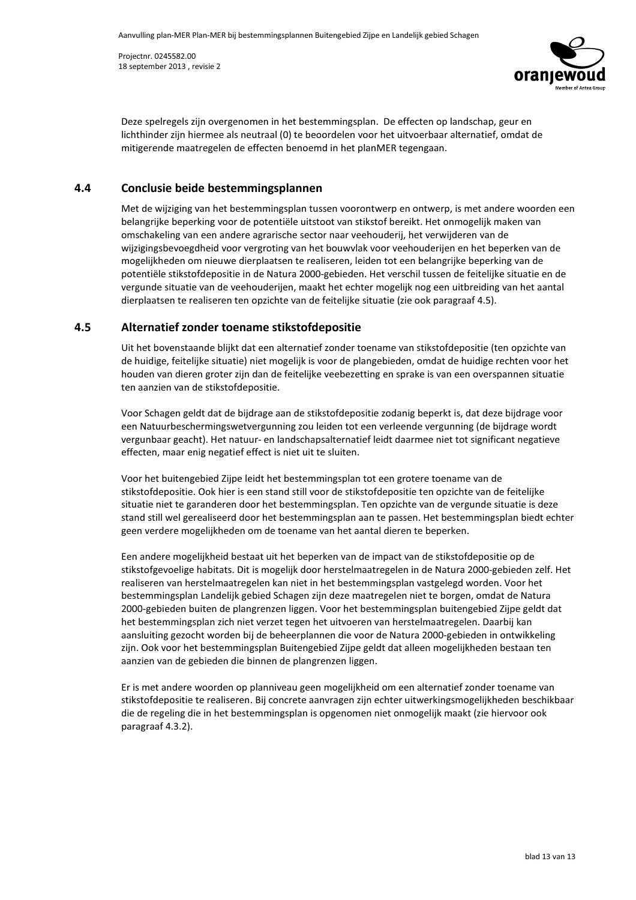Deze spelregels zijn overgenomen in het bestemmingsplan.  De effecten op landschap, geur en lichthinder zijn hiermee als neutraal (0) te beoordelen voor het uitvoerbaar alternatief, omdat de mitigerende maatregelen de effecten benoemd in het planMER tegengaan.

## 4.4 Conclusie beide bestemmingsplannen

Met de wijziging van het bestemmingsplan tussen voorontwerp en ontwerp, is met andere woorden een belangrijke beperking voor de potentiële uitstoot van stikstof bereikt. Het onmogelijk maken van omschakeling van een andere agrarische sector naar veehouderij, het verwijderen van de wijzigingsbevoegdheid voor vergroting van het bouwvlak voor veehouderijen en het beperken van de mogelijkheden om nieuwe dierplaatsen te realiseren, leiden tot een belangrijke beperking van de potentiële stikstofdepositie in de Natura 2000-gebieden.  Het verschil tussen de feitelijke situatie en de vergunde situatie van de veehouderijen, maakt het echter mogelijk nog een uitbreiding van het aantal dierplaatsen te realiseren ten opzichte van de feitelijke situatie (zie ook paragraaf 4.5).

## 4.5 Alternatief zonder toename stikstofdepositie

Uit het bovenstaande blijkt dat een alternatief zonder toename van stikstofdepositie (ten opzichte van de huidige, feitelijke situatie) niet mogelijk is voor de plangebieden, omdat de huidige rechten voor het houden van dieren groter zijn dan de feitelijke veebezetting en sprake is van een overspannen situatie ten aanzien van de stikstofdepositie.

Voor Schagen geldt dat de bijdrage aan de stikstofdepositie zodanig beperkt is, dat deze bijdrage voor een Natuurbeschermingswetvergunning zou leiden tot een verleende vergunning (de bijdrage wordt vergunbaar geacht). Het natuur- en landschapsalternatief leidt daarmee niet tot significant negatieve effecten, maar enig negatief effect is niet uit te sluiten.

Voor het buitengebied Zijpe leidt het bestemmingsplan tot een grotere toename van de stikstofdepositie. Ook hier is een stand still voor de stikstofdepositie ten opzichte van de feitelijke situatie niet te garanderen door het bestemmingsplan. Ten opzichte van de vergunde situatie is deze stand still wel gerealiseerd door het bestemmingsplan aan te passen. Het bestemmingsplan biedt echter geen verdere mogelijkheden om de toename van het aantal dieren te beperken.

Een andere mogelijkheid bestaat uit het beperken van de impact van de stikstofdepositie op de stikstofgevoelige habitats. Dit is mogelijk door herstelmaatregelen in de Natura 2000-gebieden zelf. Het realiseren van herstelmaatregelen kan niet in het bestemmingsplan vastgelegd worden. Voor het bestemmingsplan Landelijk gebied Schagen zijn deze maatregelen niet te borgen, omdat de Natura 2000-gebieden buiten de plangrenzen liggen. Voor het bestemmingsplan buitengebied Zijpe geldt dat het bestemmingsplan zich niet verzet tegen het uitvoeren van herstelmaatregelen. Daarbij kan aansluiting gezocht worden bij de beheerplannen die voor de Natura 2000-gebieden in ontwikkeling zijn. Ook voor het bestemmingsplan Buitengebied Zijpe geldt dat alleen mogelijkheden bestaan ten aanzien van de gebieden die binnen de plangrenzen liggen.

Er is met andere woorden op planniveau geen mogelijkheid om een alternatief zonder toename van stikstofdepositie te realiseren. Bij concrete aanvragen zijn echter uitwerkingsmogelijkheden beschikbaar die de regeling die in het bestemmingsplan is opgenomen niet onmogelijk maakt (zie hiervoor ook paragraaf 4.3.2).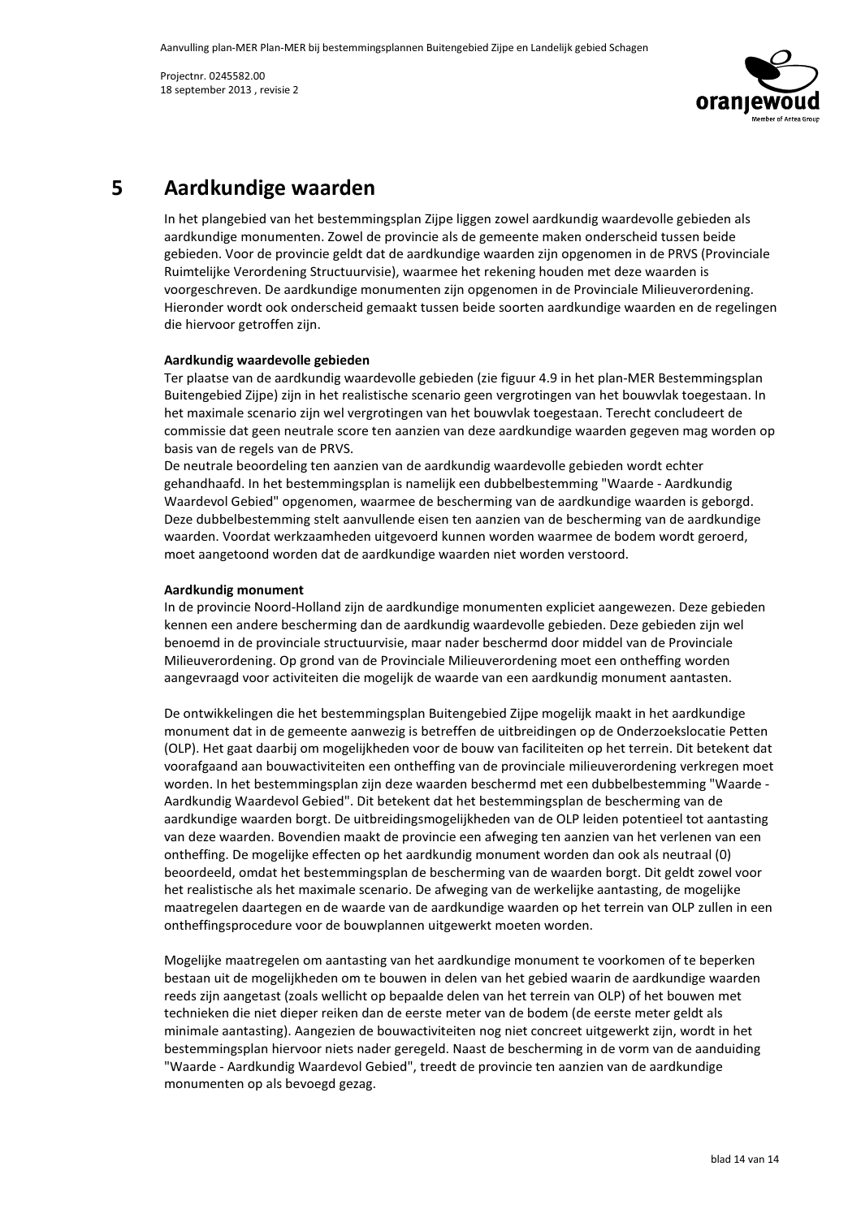# 5 Aardkundige waarden

In het plangebied van het bestemmingsplan Zijpe liggen zowel aardkundig waardevolle gebieden als aardkundige monumenten. Zowel de provincie als de gemeente maken onderscheid tussen beide gebieden. Voor de provincie geldt dat de aardkundige waarden zijn opgenomen in de PRVS (Provinciale Ruimtelijke Verordening Structuurvisie), waarmee het rekening houden met deze waarden is voorgeschreven. De aardkundige monumenten zijn opgenomen in de Provinciale Milieuverordening. Hieronder wordt ook onderscheid gemaakt tussen beide soorten aardkundige waarden en de regelingen die hiervoor getroffen zijn.

**Aardkundig waardevolle gebieden**

Ter plaatse van de aardkundig waardevolle gebieden (zie figuur 4.9 in het plan-MER Bestemmingsplan Buitengebied Zijpe) zijn in het realistische scenario geen vergrotingen van het bouwvlak toegestaan. In het maximale scenario zijn wel vergrotingen van het bouwvlak toegestaan. Terecht concludeert de commissie dat geen neutrale score ten aanzien van deze aardkundige waarden gegeven mag worden op basis van de regels van de PRVS.

De neutrale beoordeling ten aanzien van de aardkundig waardevolle gebieden wordt echter gehandhaafd. In het bestemmingsplan is namelijk een dubbelbestemming "Waarde - Aardkundig Waardevol Gebied" opgenomen, waarmee de bescherming van de aardkundige waarden is geborgd. Deze dubbelbestemming stelt aanvullende eisen ten aanzien van de bescherming van de aardkundige waarden. Voordat werkzaamheden uitgevoerd kunnen worden waarmee de bodem wordt geroerd, moet aangetoond worden dat de aardkundige waarden niet worden verstoord.

**Aardkundig monument**

In de provincie Noord-Holland zijn de aardkundige monumenten expliciet aangewezen. Deze gebieden kennen een andere bescherming dan de aardkundig waardevolle gebieden. Deze gebieden zijn wel benoemd in de provinciale structuurvisie, maar nader beschermd door middel van de Provinciale Milieuverordening. Op grond van de Provinciale Milieuverordening moet een ontheffing worden aangevraagd voor activiteiten die mogelijk de waarde van een aardkundig monument aantasten.

De ontwikkelingen die het bestemmingsplan Buitengebied Zijpe mogelijk maakt in het aardkundige monument dat in de gemeente aanwezig is betreffen de uitbreidingen op de Onderzoekslocatie Petten (OLP). Het gaat daarbij om mogelijkheden voor de bouw van faciliteiten op het terrein. Dit betekent dat voorafgaand aan bouwactiviteiten een ontheffing van de provinciale milieuverordening verkregen moet worden. In het bestemmingsplan zijn deze waarden beschermd met een dubbelbestemming "Waarde - Aardkundig Waardevol Gebied". Dit betekent dat het bestemmingsplan de bescherming van de aardkundige waarden borgt. De uitbreidingsmogelijkheden van de OLP leiden potentieel tot aantasting van deze waarden. Bovendien maakt de provincie een afweging ten aanzien van het verlenen van een ontheffing. De mogelijke effecten op het aardkundig monument worden dan ook als neutraal (0) beoordeeld, omdat het bestemmingsplan de bescherming van de waarden borgt. Dit geldt zowel voor het realistische als het maximale scenario. De afweging van de werkelijke aantasting, de mogelijke maatregelen daartegen en de waarde van de aardkundige waarden op het terrein van OLP zullen in een ontheffingsprocedure voor de bouwplannen uitgewerkt moeten worden.

Mogelijke maatregelen om aantasting van het aardkundige monument te voorkomen of te beperken bestaan uit de mogelijkheden om te bouwen in delen van het gebied waarin de aardkundige waarden reeds zijn aangetast (zoals wellicht op bepaalde delen van het terrein van OLP) of het bouwen met technieken die niet dieper reiken dan de eerste meter van de bodem (de eerste meter geldt als minimale aantasting). Aangezien de bouwactiviteiten nog niet concreet uitgewerkt zijn, wordt in het bestemmingsplan hiervoor niets nader geregeld. Naast de bescherming in de vorm van de aanduiding "Waarde - Aardkundig Waardevol Gebied", treedt de provincie ten aanzien van de aardkundige monumenten op als bevoegd gezag.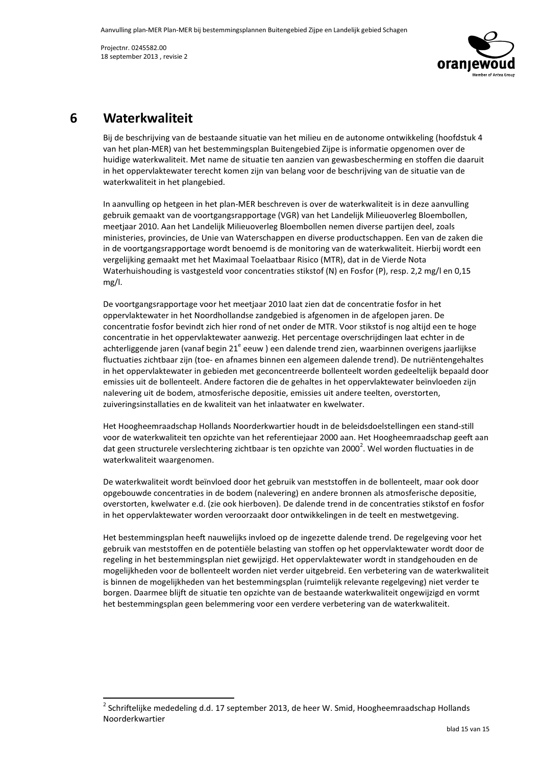# 6 Waterkwaliteit

Bij de beschrijving van de bestaande situatie van het milieu en de autonome ontwikkeling (hoofdstuk 4 van het plan-MER) van het bestemmingsplan Buitengebied Zijpe is informatie opgenomen over de huidige waterkwaliteit. Met name de situatie ten aanzien van gewasbescherming en stoffen die daaruit in het oppervlaktewater terecht komen zijn van belang voor de beschrijving van de situatie van de waterkwaliteit in het plangebied.

In aanvulling op hetgeen in het plan-MER beschreven is over de waterkwaliteit is in deze aanvulling gebruik gemaakt van de voortgangsrapportage (VGR) van het Landelijk Milieuoverleg Bloembollen, meetjaar 2010. Aan het Landelijk Milieuoverleg Bloembollen nemen diverse partijen deel, zoals ministeries, provincies, de Unie van Waterschappen en diverse productschappen. Een van de zaken die in de voortgangsrapportage wordt benoemd is de monitoring van de waterkwaliteit. Hierbij wordt een vergelijking gemaakt met het Maximaal Toelaatbaar Risico (MTR), dat in de Vierde Nota Waterhuishouding is vastgesteld voor concentraties stikstof (N) en Fosfor (P), resp. 2,2 mg/l en 0,15 mg/l.

De voortgangsrapportage voor het meetjaar 2010 laat zien dat de concentratie fosfor in het oppervlaktewater in het Noordhollandse zandgebied is afgenomen in de afgelopen jaren. De concentratie fosfor bevindt zich hier rond of net onder de MTR. Voor stikstof is nog altijd een te hoge concentratie in het oppervlaktewater aanwezig. Het percentage overschrijdingen laat echter in de achterliggende jaren (vanaf begin 21$^{e}$ eeuw ) een dalende trend zien, waarbinnen overigens jaarlijkse fluctuaties zichtbaar zijn (toe- en afnames binnen een algemeen dalende trend). De nutriëntengehaltes in het oppervlaktewater in gebieden met geconcentreerde bollenteelt worden gedeeltelijk bepaald door emissies uit de bollenteelt. Andere factoren die de gehaltes in het oppervlaktewater beïnvloeden zijn nalevering uit de bodem, atmosferische depositie, emissies uit andere teelten, overstorten, zuiveringsinstallaties en de kwaliteit van het inlaatwater en kwelwater.

Het Hoogheemraadschap Hollands Noorderkwartier houdt in de beleidsdoelstellingen een stand-still voor de waterkwaliteit ten opzichte van het referentiejaar 2000 aan. Het Hoogheemraadschap geeft aan dat geen structurele verslechtering zichtbaar is ten opzichte van 2000[2]. Wel worden fluctuaties in de waterkwaliteit waargenomen.

De waterkwaliteit wordt beïnvloed door het gebruik van meststoffen in de bollenteelt, maar ook door opgebouwde concentraties in de bodem (nalevering) en andere bronnen als atmosferische depositie, overstorten, kwelwater e.d. (zie ook hierboven). De dalende trend in de concentraties stikstof en fosfor in het oppervlaktewater worden veroorzaakt door ontwikkelingen in de teelt en mestwetgeving.

Het bestemmingsplan heeft nauwelijks invloed op de ingezette dalende trend. De regelgeving voor het gebruik van meststoffen en de potentiële belasting van stoffen op het oppervlaktewater wordt door de regeling in het bestemmingsplan niet gewijzigd. Het oppervlaktewater wordt in standgehouden en de mogelijkheden voor de bollenteelt worden niet verder uitgebreid. Een verbetering van de waterkwaliteit is binnen de mogelijkheden van het bestemmingsplan (ruimtelijk relevante regelgeving) niet verder te borgen. Daarmee blijft de situatie ten opzichte van de bestaande waterkwaliteit ongewijzigd en vormt het bestemmingsplan geen belemmering voor een verdere verbetering van de waterkwaliteit.

---

[2] Schriftelijke mededeling d.d. 17 september 2013, de heer W. Smid, Hoogheemraadschap Hollands Noorderkwartier